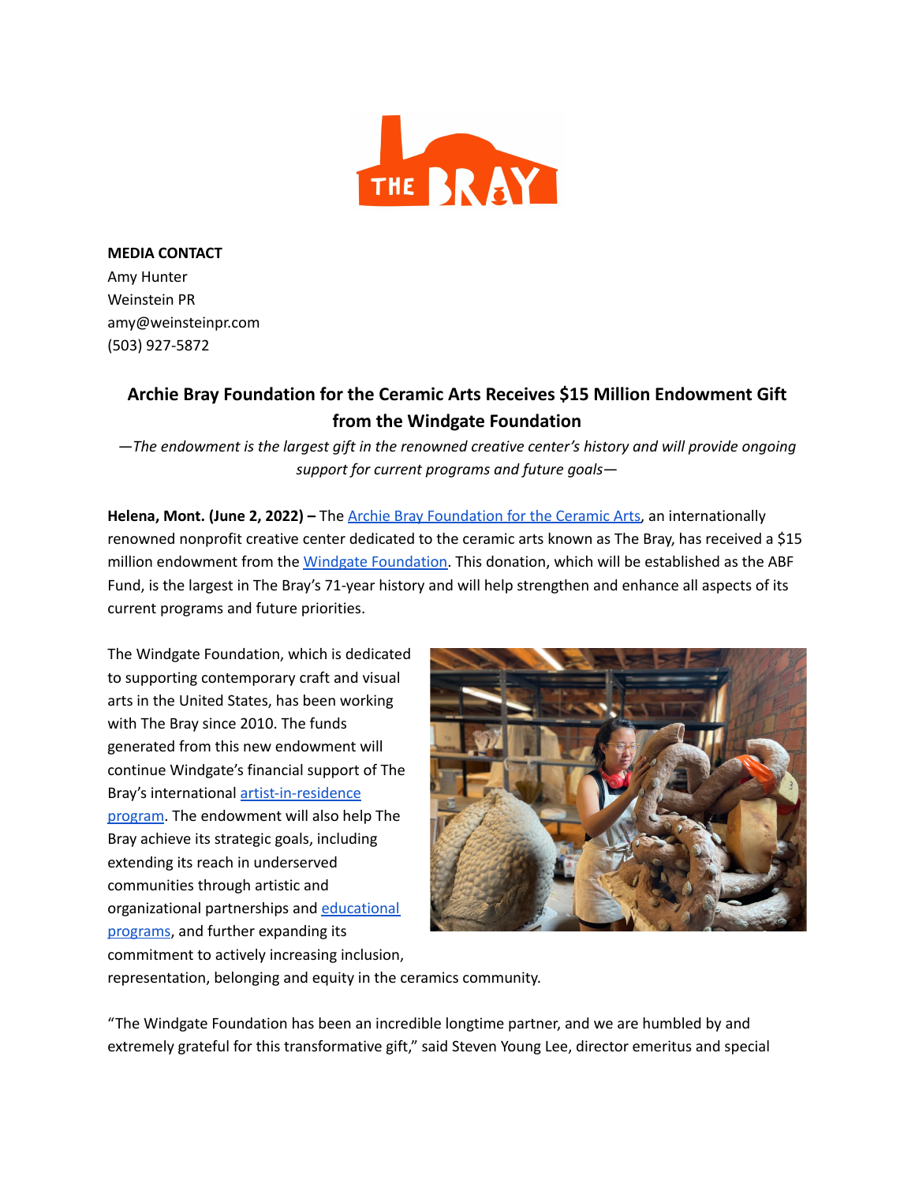**MEDIA CONTACT**
Amy Hunter
Weinstein PR
amy@weinsteinpr.com
(503) 927-5872

## Archie Bray Foundation for the Ceramic Arts Receives $15 Million Endowment Gift from the Windgate Foundation

*—The endowment is the largest gift in the renowned creative center's history and will provide ongoing support for current programs and future goals—*

**Helena, Mont. (June 2, 2022) –** The Archie Bray Foundation for the Ceramic Arts, an internationally renowned nonprofit creative center dedicated to the ceramic arts known as The Bray, has received a $15 million endowment from the Windgate Foundation. This donation, which will be established as the ABF Fund, is the largest in The Bray's 71-year history and will help strengthen and enhance all aspects of its current programs and future priorities.

The Windgate Foundation, which is dedicated to supporting contemporary craft and visual arts in the United States, has been working with The Bray since 2010. The funds generated from this new endowment will continue Windgate's financial support of The Bray's international artist-in-residence program. The endowment will also help The Bray achieve its strategic goals, including extending its reach in underserved communities through artistic and organizational partnerships and educational programs, and further expanding its commitment to actively increasing inclusion, representation, belonging and equity in the ceramics community.

"The Windgate Foundation has been an incredible longtime partner, and we are humbled by and extremely grateful for this transformative gift," said Steven Young Lee, director emeritus and special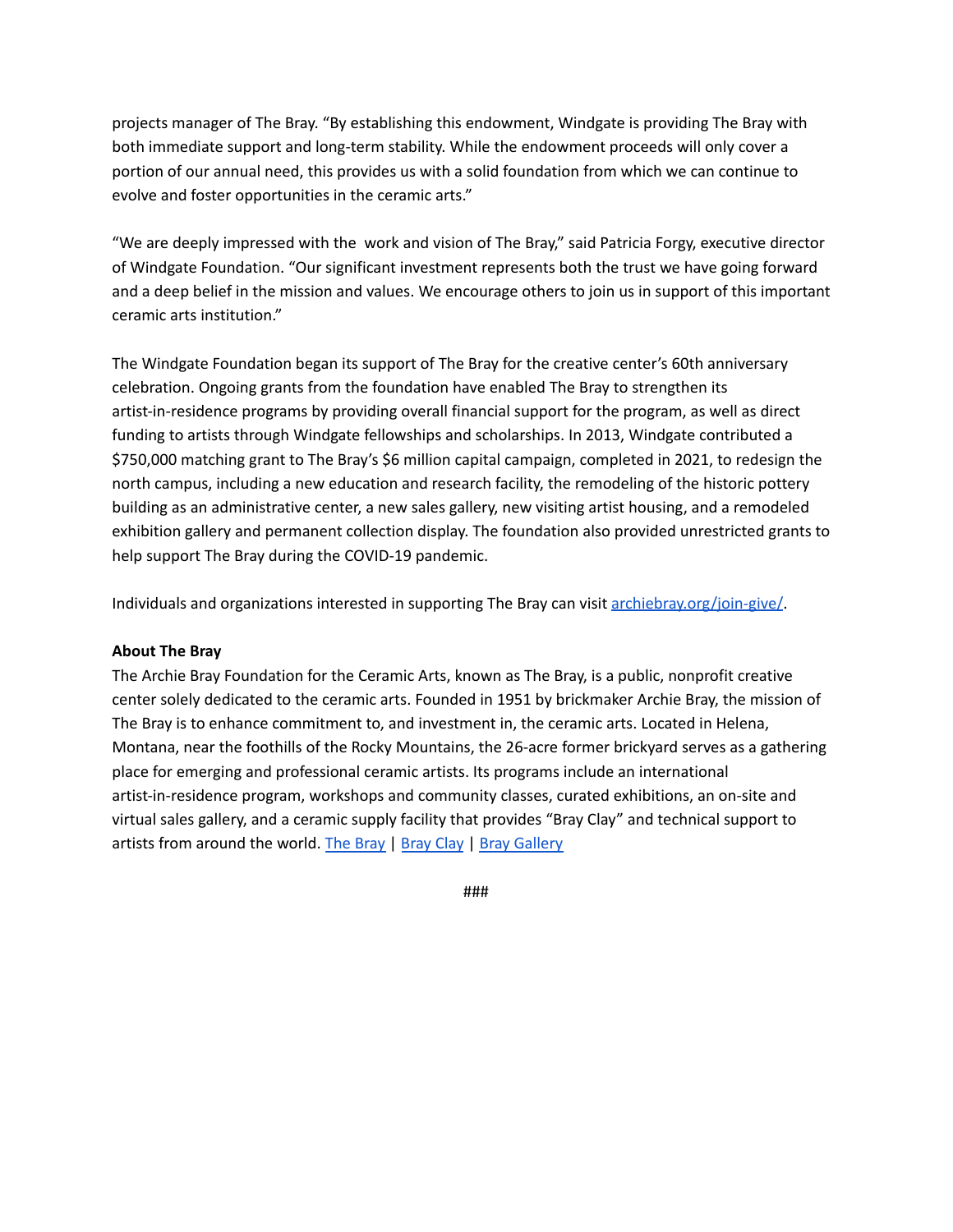projects manager of The Bray. "By establishing this endowment, Windgate is providing The Bray with both immediate support and long-term stability. While the endowment proceeds will only cover a portion of our annual need, this provides us with a solid foundation from which we can continue to evolve and foster opportunities in the ceramic arts."

"We are deeply impressed with the work and vision of The Bray," said Patricia Forgy, executive director of Windgate Foundation. "Our significant investment represents both the trust we have going forward and a deep belief in the mission and values. We encourage others to join us in support of this important ceramic arts institution."

The Windgate Foundation began its support of The Bray for the creative center's 60th anniversary celebration. Ongoing grants from the foundation have enabled The Bray to strengthen its artist-in-residence programs by providing overall financial support for the program, as well as direct funding to artists through Windgate fellowships and scholarships. In 2013, Windgate contributed a $750,000 matching grant to The Bray's $6 million capital campaign, completed in 2021, to redesign the north campus, including a new education and research facility, the remodeling of the historic pottery building as an administrative center, a new sales gallery, new visiting artist housing, and a remodeled exhibition gallery and permanent collection display. The foundation also provided unrestricted grants to help support The Bray during the COVID-19 pandemic.

Individuals and organizations interested in supporting The Bray can visit archiebray.org/join-give/.

**About The Bray**

The Archie Bray Foundation for the Ceramic Arts, known as The Bray, is a public, nonprofit creative center solely dedicated to the ceramic arts. Founded in 1951 by brickmaker Archie Bray, the mission of The Bray is to enhance commitment to, and investment in, the ceramic arts. Located in Helena, Montana, near the foothills of the Rocky Mountains, the 26-acre former brickyard serves as a gathering place for emerging and professional ceramic artists. Its programs include an international artist-in-residence program, workshops and community classes, curated exhibitions, an on-site and virtual sales gallery, and a ceramic supply facility that provides "Bray Clay" and technical support to artists from around the world. The Bray | Bray Clay | Bray Gallery

###